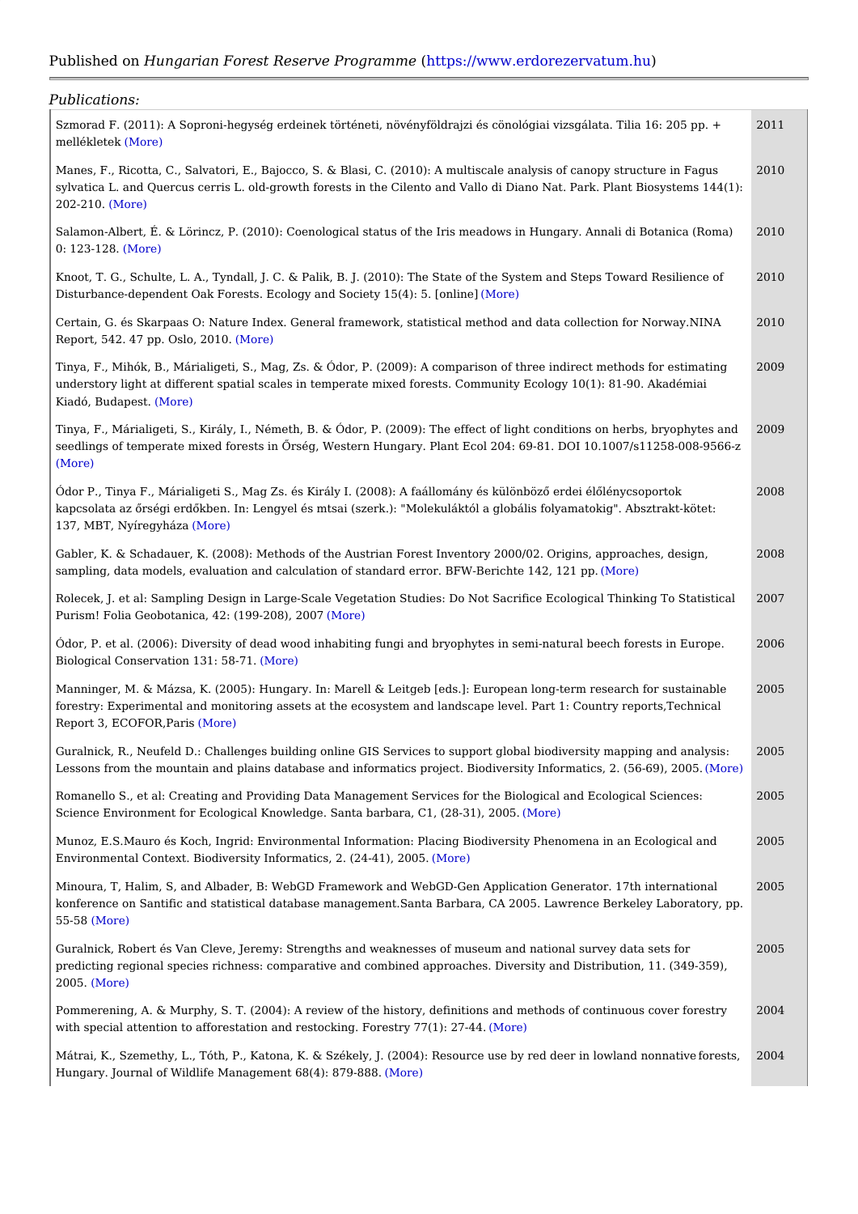Published on *Hungarian Forest Reserve Programme* (https://www.erdorezervatum.hu)

---

*Publications:*

| | |
|---|---|
| Szmorad F. (2011): A Soproni-hegység erdeinek történeti, növényföldrajzi és cönológiai vizsgálata. Tilia 16: 205 pp. + mellékletek (More) | 2011 |
| Manes, F., Ricotta, C., Salvatori, E., Bajocco, S. & Blasi, C. (2010): A multiscale analysis of canopy structure in Fagus sylvatica L. and Quercus cerris L. old-growth forests in the Cilento and Vallo di Diano Nat. Park. Plant Biosystems 144(1): 202-210. (More) | 2010 |
| Salamon-Albert, É. & Lörincz, P. (2010): Coenological status of the Iris meadows in Hungary. Annali di Botanica (Roma) 0: 123-128. (More) | 2010 |
| Knoot, T. G., Schulte, L. A., Tyndall, J. C. & Palik, B. J. (2010): The State of the System and Steps Toward Resilience of Disturbance-dependent Oak Forests. Ecology and Society 15(4): 5. [online] (More) | 2010 |
| Certain, G. és Skarpaas O: Nature Index. General framework, statistical method and data collection for Norway.NINA Report, 542. 47 pp. Oslo, 2010. (More) | 2010 |
| Tinya, F., Mihók, B., Márialigeti, S., Mag, Zs. & Ódor, P. (2009): A comparison of three indirect methods for estimating understory light at different spatial scales in temperate mixed forests. Community Ecology 10(1): 81-90. Akadémiai Kiadó, Budapest. (More) | 2009 |
| Tinya, F., Márialigeti, S., Király, I., Németh, B. & Ódor, P. (2009): The effect of light conditions on herbs, bryophytes and seedlings of temperate mixed forests in Őrség, Western Hungary. Plant Ecol 204: 69-81. DOI 10.1007/s11258-008-9566-z (More) | 2009 |
| Ódor P., Tinya F., Márialigeti S., Mag Zs. és Király I. (2008): A faállomány és különböző erdei élőlénycsoportok kapcsolata az őrségi erdőkben. In: Lengyel és mtsai (szerk.): "Molekuláktól a globális folyamatokig". Absztrakt-kötet: 137, MBT, Nyíregyháza (More) | 2008 |
| Gabler, K. & Schadauer, K. (2008): Methods of the Austrian Forest Inventory 2000/02. Origins, approaches, design, sampling, data models, evaluation and calculation of standard error. BFW-Berichte 142, 121 pp. (More) | 2008 |
| Rolecek, J. et al: Sampling Design in Large-Scale Vegetation Studies: Do Not Sacrifice Ecological Thinking To Statistical Purism! Folia Geobotanica, 42: (199-208), 2007 (More) | 2007 |
| Ódor, P. et al. (2006): Diversity of dead wood inhabiting fungi and bryophytes in semi-natural beech forests in Europe. Biological Conservation 131: 58-71. (More) | 2006 |
| Manninger, M. & Mázsa, K. (2005): Hungary. In: Marell & Leitgeb [eds.]: European long-term research for sustainable forestry: Experimental and monitoring assets at the ecosystem and landscape level. Part 1: Country reports,Technical Report 3, ECOFOR,Paris (More) | 2005 |
| Guralnick, R., Neufeld D.: Challenges building online GIS Services to support global biodiversity mapping and analysis: Lessons from the mountain and plains database and informatics project. Biodiversity Informatics, 2. (56-69), 2005. (More) | 2005 |
| Romanello S., et al: Creating and Providing Data Management Services for the Biological and Ecological Sciences: Science Environment for Ecological Knowledge. Santa barbara, C1, (28-31), 2005. (More) | 2005 |
| Munoz, E.S.Mauro és Koch, Ingrid: Environmental Information: Placing Biodiversity Phenomena in an Ecological and Environmental Context. Biodiversity Informatics, 2. (24-41), 2005. (More) | 2005 |
| Minoura, T, Halim, S, and Albader, B: WebGD Framework and WebGD-Gen Application Generator. 17th international konference on Santific and statistical database management.Santa Barbara, CA 2005. Lawrence Berkeley Laboratory, pp. 55-58 (More) | 2005 |
| Guralnick, Robert és Van Cleve, Jeremy: Strengths and weaknesses of museum and national survey data sets for predicting regional species richness: comparative and combined approaches. Diversity and Distribution, 11. (349-359), 2005. (More) | 2005 |
| Pommerening, A. & Murphy, S. T. (2004): A review of the history, definitions and methods of continuous cover forestry with special attention to afforestation and restocking. Forestry 77(1): 27-44. (More) | 2004 |
| Mátrai, K., Szemethy, L., Tóth, P., Katona, K. & Székely, J. (2004): Resource use by red deer in lowland nonnative forests, Hungary. Journal of Wildlife Management 68(4): 879-888. (More) | 2004 |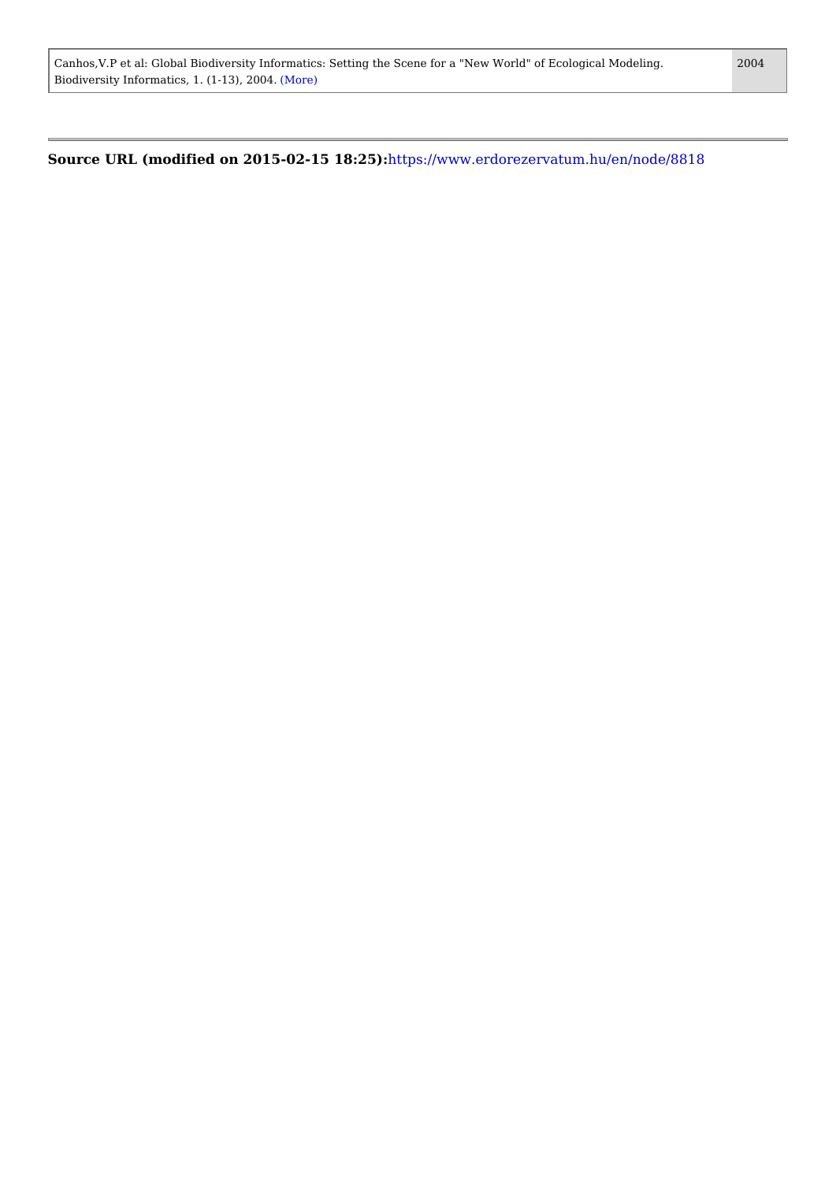| | |
|---|---|
| Canhos,V.P et al: Global Biodiversity Informatics: Setting the Scene for a "New World" of Ecological Modeling. Biodiversity Informatics, 1. (1-13), 2004. (More) | 2004 |

---

**Source URL (modified on 2015-02-15 18:25):** https://www.erdorezervatum.hu/en/node/8818